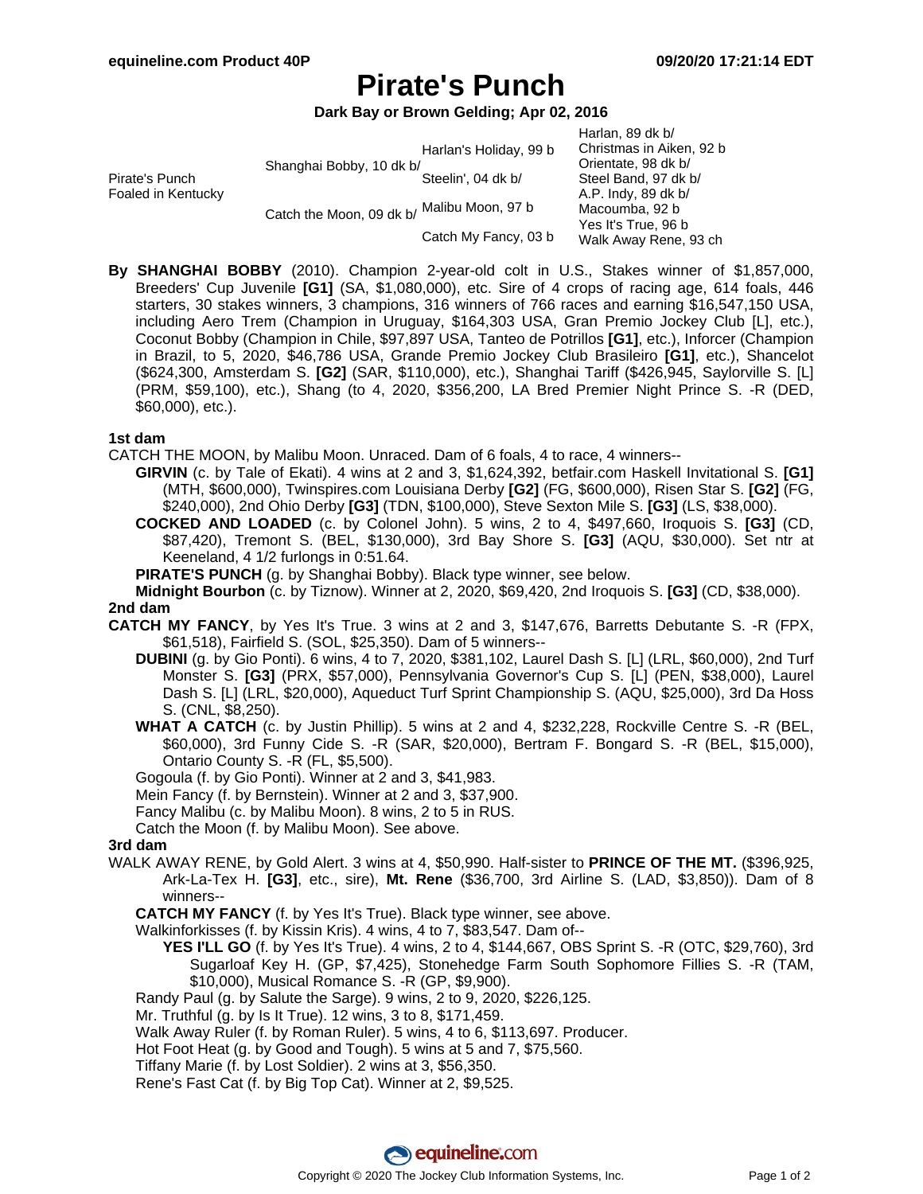# Pirate's Punch

**Dark Bay or Brown Gelding; Apr 02, 2016**

| | | | |
|---|---|---|---|
| Pirate's Punch Foaled in Kentucky | Shanghai Bobby, 10 dk b/ | Harlan's Holiday, 99 b | Harlan, 89 dk b/ |
| | | | Christmas in Aiken, 92 b |
| | | Steelin', 04 dk b/ | Orientate, 98 dk b/ |
| | | | Steel Band, 97 dk b/ |
| | Catch the Moon, 09 dk b/ | Malibu Moon, 97 b | A.P. Indy, 89 dk b/ |
| | | | Macoumba, 92 b |
| | | Catch My Fancy, 03 b | Yes It's True, 96 b |
| | | | Walk Away Rene, 93 ch |

**By SHANGHAI BOBBY** (2010). Champion 2-year-old colt in U.S., Stakes winner of $1,857,000, Breeders' Cup Juvenile **[G1]** (SA, $1,080,000), etc. Sire of 4 crops of racing age, 614 foals, 446 starters, 30 stakes winners, 3 champions, 316 winners of 766 races and earning $16,547,150 USA, including Aero Trem (Champion in Uruguay, $164,303 USA, Gran Premio Jockey Club [L], etc.), Coconut Bobby (Champion in Chile, $97,897 USA, Tanteo de Potrillos **[G1]**, etc.), Inforcer (Champion in Brazil, to 5, 2020, $46,786 USA, Grande Premio Jockey Club Brasileiro **[G1]**, etc.), Shancelot ($624,300, Amsterdam S. **[G2]** (SAR, $110,000), etc.), Shanghai Tariff ($426,945, Saylorville S. [L] (PRM, $59,100), etc.), Shang (to 4, 2020, $356,200, LA Bred Premier Night Prince S. -R (DED, $60,000), etc.).

### 1st dam

CATCH THE MOON, by Malibu Moon. Unraced. Dam of 6 foals, 4 to race, 4 winners--

- **GIRVIN** (c. by Tale of Ekati). 4 wins at 2 and 3, $1,624,392, betfair.com Haskell Invitational S. **[G1]** (MTH, $600,000), Twinspires.com Louisiana Derby **[G2]** (FG, $600,000), Risen Star S. **[G2]** (FG, $240,000), 2nd Ohio Derby **[G3]** (TDN, $100,000), Steve Sexton Mile S. **[G3]** (LS, $38,000).
- **COCKED AND LOADED** (c. by Colonel John). 5 wins, 2 to 4, $497,660, Iroquois S. **[G3]** (CD, $87,420), Tremont S. (BEL, $130,000), 3rd Bay Shore S. **[G3]** (AQU, $30,000). Set ntr at Keeneland, 4 1/2 furlongs in 0:51.64.
- **PIRATE'S PUNCH** (g. by Shanghai Bobby). Black type winner, see below.
- **Midnight Bourbon** (c. by Tiznow). Winner at 2, 2020, $69,420, 2nd Iroquois S. **[G3]** (CD, $38,000).

### 2nd dam

**CATCH MY FANCY**, by Yes It's True. 3 wins at 2 and 3, $147,676, Barretts Debutante S. -R (FPX, $61,518), Fairfield S. (SOL, $25,350). Dam of 5 winners--

- **DUBINI** (g. by Gio Ponti). 6 wins, 4 to 7, 2020, $381,102, Laurel Dash S. [L] (LRL, $60,000), 2nd Turf Monster S. **[G3]** (PRX, $57,000), Pennsylvania Governor's Cup S. [L] (PEN, $38,000), Laurel Dash S. [L] (LRL, $20,000), Aqueduct Turf Sprint Championship S. (AQU, $25,000), 3rd Da Hoss S. (CNL, $8,250).
- **WHAT A CATCH** (c. by Justin Phillip). 5 wins at 2 and 4, $232,228, Rockville Centre S. -R (BEL, $60,000), 3rd Funny Cide S. -R (SAR, $20,000), Bertram F. Bongard S. -R (BEL, $15,000), Ontario County S. -R (FL, $5,500).
- Gogoula (f. by Gio Ponti). Winner at 2 and 3, $41,983.
- Mein Fancy (f. by Bernstein). Winner at 2 and 3, $37,900.
- Fancy Malibu (c. by Malibu Moon). 8 wins, 2 to 5 in RUS.
- Catch the Moon (f. by Malibu Moon). See above.

### 3rd dam

WALK AWAY RENE, by Gold Alert. 3 wins at 4, $50,990. Half-sister to **PRINCE OF THE MT.** ($396,925, Ark-La-Tex H. **[G3]**, etc., sire), **Mt. Rene** ($36,700, 3rd Airline S. (LAD, $3,850)). Dam of 8 winners--

- **CATCH MY FANCY** (f. by Yes It's True). Black type winner, see above.
- Walkinforkisses (f. by Kissin Kris). 4 wins, 4 to 7, $83,547. Dam of--
  - **YES I'LL GO** (f. by Yes It's True). 4 wins, 2 to 4, $144,667, OBS Sprint S. -R (OTC, $29,760), 3rd Sugarloaf Key H. (GP, $7,425), Stonehedge Farm South Sophomore Fillies S. -R (TAM, $10,000), Musical Romance S. -R (GP, $9,900).
- Randy Paul (g. by Salute the Sarge). 9 wins, 2 to 9, 2020, $226,125.
- Mr. Truthful (g. by Is It True). 12 wins, 3 to 8, $171,459.
- Walk Away Ruler (f. by Roman Ruler). 5 wins, 4 to 6, $113,697. Producer.
- Hot Foot Heat (g. by Good and Tough). 5 wins at 5 and 7, $75,560.
- Tiffany Marie (f. by Lost Soldier). 2 wins at 3, $56,350.
- Rene's Fast Cat (f. by Big Top Cat). Winner at 2, $9,525.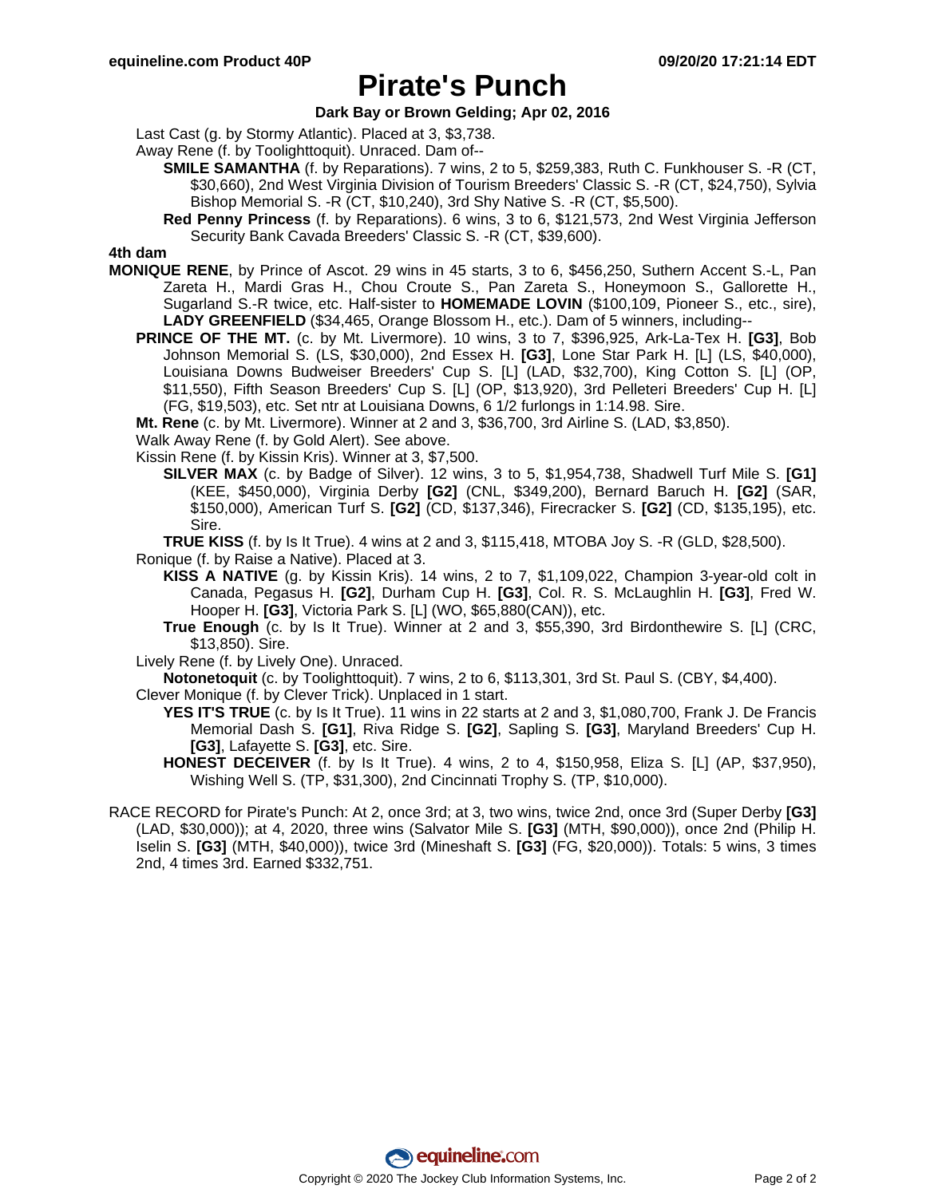# Pirate's Punch

**Dark Bay or Brown Gelding; Apr 02, 2016**

Last Cast (g. by Stormy Atlantic). Placed at 3, $3,738.

Away Rene (f. by Toolighttoquit). Unraced. Dam of--

**SMILE SAMANTHA** (f. by Reparations). 7 wins, 2 to 5, $259,383, Ruth C. Funkhouser S. -R (CT, $30,660), 2nd West Virginia Division of Tourism Breeders' Classic S. -R (CT, $24,750), Sylvia Bishop Memorial S. -R (CT, $10,240), 3rd Shy Native S. -R (CT, $5,500).

**Red Penny Princess** (f. by Reparations). 6 wins, 3 to 6, $121,573, 2nd West Virginia Jefferson Security Bank Cavada Breeders' Classic S. -R (CT, $39,600).

### 4th dam

**MONIQUE RENE**, by Prince of Ascot. 29 wins in 45 starts, 3 to 6, $456,250, Suthern Accent S.-L, Pan Zareta H., Mardi Gras H., Chou Croute S., Pan Zareta S., Honeymoon S., Gallorette H., Sugarland S.-R twice, etc. Half-sister to **HOMEMADE LOVIN** ($100,109, Pioneer S., etc., sire), **LADY GREENFIELD** ($34,465, Orange Blossom H., etc.). Dam of 5 winners, including--

**PRINCE OF THE MT.** (c. by Mt. Livermore). 10 wins, 3 to 7, $396,925, Ark-La-Tex H. **[G3]**, Bob Johnson Memorial S. (LS, $30,000), 2nd Essex H. **[G3]**, Lone Star Park H. [L] (LS, $40,000), Louisiana Downs Budweiser Breeders' Cup S. [L] (LAD, $32,700), King Cotton S. [L] (OP, $11,550), Fifth Season Breeders' Cup S. [L] (OP, $13,920), 3rd Pelleteri Breeders' Cup H. [L] (FG, $19,503), etc. Set ntr at Louisiana Downs, 6 1/2 furlongs in 1:14.98. Sire.

**Mt. Rene** (c. by Mt. Livermore). Winner at 2 and 3, $36,700, 3rd Airline S. (LAD, $3,850).

Walk Away Rene (f. by Gold Alert). See above.

Kissin Rene (f. by Kissin Kris). Winner at 3, $7,500.

**SILVER MAX** (c. by Badge of Silver). 12 wins, 3 to 5, $1,954,738, Shadwell Turf Mile S. **[G1]** (KEE, $450,000), Virginia Derby **[G2]** (CNL, $349,200), Bernard Baruch H. **[G2]** (SAR, $150,000), American Turf S. **[G2]** (CD, $137,346), Firecracker S. **[G2]** (CD, $135,195), etc. Sire.

**TRUE KISS** (f. by Is It True). 4 wins at 2 and 3, $115,418, MTOBA Joy S. -R (GLD, $28,500).

Ronique (f. by Raise a Native). Placed at 3.

**KISS A NATIVE** (g. by Kissin Kris). 14 wins, 2 to 7, $1,109,022, Champion 3-year-old colt in Canada, Pegasus H. **[G2]**, Durham Cup H. **[G3]**, Col. R. S. McLaughlin H. **[G3]**, Fred W. Hooper H. **[G3]**, Victoria Park S. [L] (WO, $65,880(CAN)), etc.

**True Enough** (c. by Is It True). Winner at 2 and 3, $55,390, 3rd Birdonthewire S. [L] (CRC, $13,850). Sire.

Lively Rene (f. by Lively One). Unraced.

**Notonetoquit** (c. by Toolighttoquit). 7 wins, 2 to 6, $113,301, 3rd St. Paul S. (CBY, $4,400).

Clever Monique (f. by Clever Trick). Unplaced in 1 start.

**YES IT'S TRUE** (c. by Is It True). 11 wins in 22 starts at 2 and 3, $1,080,700, Frank J. De Francis Memorial Dash S. **[G1]**, Riva Ridge S. **[G2]**, Sapling S. **[G3]**, Maryland Breeders' Cup H. **[G3]**, Lafayette S. **[G3]**, etc. Sire.

**HONEST DECEIVER** (f. by Is It True). 4 wins, 2 to 4, $150,958, Eliza S. [L] (AP, $37,950), Wishing Well S. (TP, $31,300), 2nd Cincinnati Trophy S. (TP, $10,000).

RACE RECORD for Pirate's Punch: At 2, once 3rd; at 3, two wins, twice 2nd, once 3rd (Super Derby **[G3]** (LAD, $30,000)); at 4, 2020, three wins (Salvator Mile S. **[G3]** (MTH, $90,000)), once 2nd (Philip H. Iselin S. **[G3]** (MTH, $40,000)), twice 3rd (Mineshaft S. **[G3]** (FG, $20,000)). Totals: 5 wins, 3 times 2nd, 4 times 3rd. Earned $332,751.